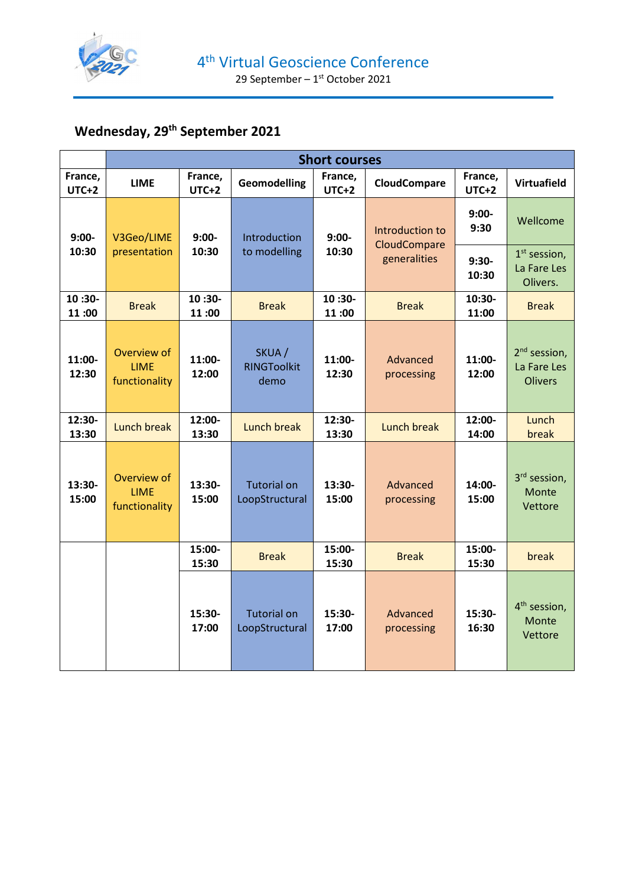# 4th Virtual Geoscience Conference

29 September – 1st October 2021

## Wednesday, 29th September 2021

| | Short courses | | | | | | |
|---|---|---|---|---|---|---|---|
| France, UTC+2 | LIME | France, UTC+2 | Geomodelling | France, UTC+2 | CloudCompare | France, UTC+2 | Virtuafield |
| 9:00-10:30 | V3Geo/LIME presentation | 9:00-10:30 | Introduction to modelling | 9:00-10:30 | Introduction to CloudCompare generalities | 9:00-9:30 | Wellcome |
| | | | | | | 9:30-10:30 | 1st session, La Fare Les Olivers. |
| 10 :30-11 :00 | Break | 10 :30-11 :00 | Break | 10 :30-11 :00 | Break | 10:30-11:00 | Break |
| 11:00-12:30 | Overview of LIME functionality | 11:00-12:00 | SKUA / RINGToolkit demo | 11:00-12:30 | Advanced processing | 11:00-12:00 | 2nd session, La Fare Les Olivers |
| 12:30-13:30 | Lunch break | 12:00-13:30 | Lunch break | 12:30-13:30 | Lunch break | 12:00-14:00 | Lunch break |
| 13:30-15:00 | Overview of LIME functionality | 13:30-15:00 | Tutorial on LoopStructural | 13:30-15:00 | Advanced processing | 14:00-15:00 | 3rd session, Monte Vettore |
| | | 15:00-15:30 | Break | 15:00-15:30 | Break | 15:00-15:30 | break |
| | | 15:30-17:00 | Tutorial on LoopStructural | 15:30-17:00 | Advanced processing | 15:30-16:30 | 4th session, Monte Vettore |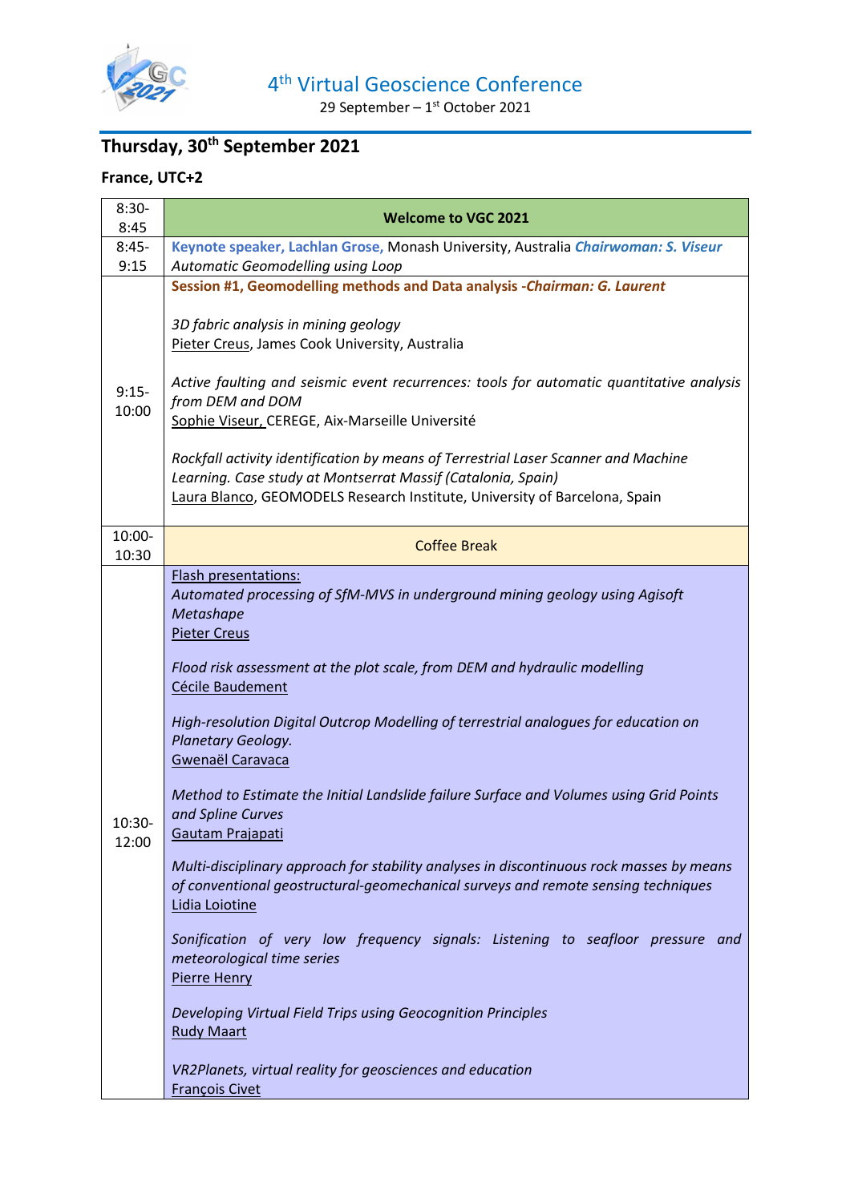4th Virtual Geoscience Conference

29 September – 1st October 2021

## Thursday, 30th September 2021

**France, UTC+2**

| Time | Program |
|---|---|
| 8:30-8:45 | **Welcome to VGC 2021** |
| 8:45-9:15 | **Keynote speaker, Lachlan Grose,** Monash University, Australia ***Chairwoman: S. Viseur*** <br> *Automatic Geomodelling using Loop* |
| 9:15-10:00 | **Session #1, Geomodelling methods and Data analysis -*Chairman: G. Laurent*** <br><br> *3D fabric analysis in mining geology* <br> Pieter Creus, James Cook University, Australia <br><br> *Active faulting and seismic event recurrences: tools for automatic quantitative analysis from DEM and DOM* <br> Sophie Viseur, CEREGE, Aix-Marseille Université <br><br> *Rockfall activity identification by means of Terrestrial Laser Scanner and Machine Learning. Case study at Montserrat Massif (Catalonia, Spain)* <br> Laura Blanco, GEOMODELS Research Institute, University of Barcelona, Spain |
| 10:00-10:30 | Coffee Break |
| 10:30-12:00 | Flash presentations: <br> *Automated processing of SfM-MVS in underground mining geology using Agisoft Metashape* <br> Pieter Creus <br><br> *Flood risk assessment at the plot scale, from DEM and hydraulic modelling* <br> Cécile Baudement <br><br> *High-resolution Digital Outcrop Modelling of terrestrial analogues for education on Planetary Geology.* <br> Gwenaël Caravaca <br><br> *Method to Estimate the Initial Landslide failure Surface and Volumes using Grid Points and Spline Curves* <br> Gautam Prajapati <br><br> *Multi-disciplinary approach for stability analyses in discontinuous rock masses by means of conventional geostructural-geomechanical surveys and remote sensing techniques* <br> Lidia Loiotine <br><br> *Sonification of very low frequency signals: Listening to seafloor pressure and meteorological time series* <br> Pierre Henry <br><br> *Developing Virtual Field Trips using Geocognition Principles* <br> Rudy Maart <br><br> *VR2Planets, virtual reality for geosciences and education* <br> François Civet |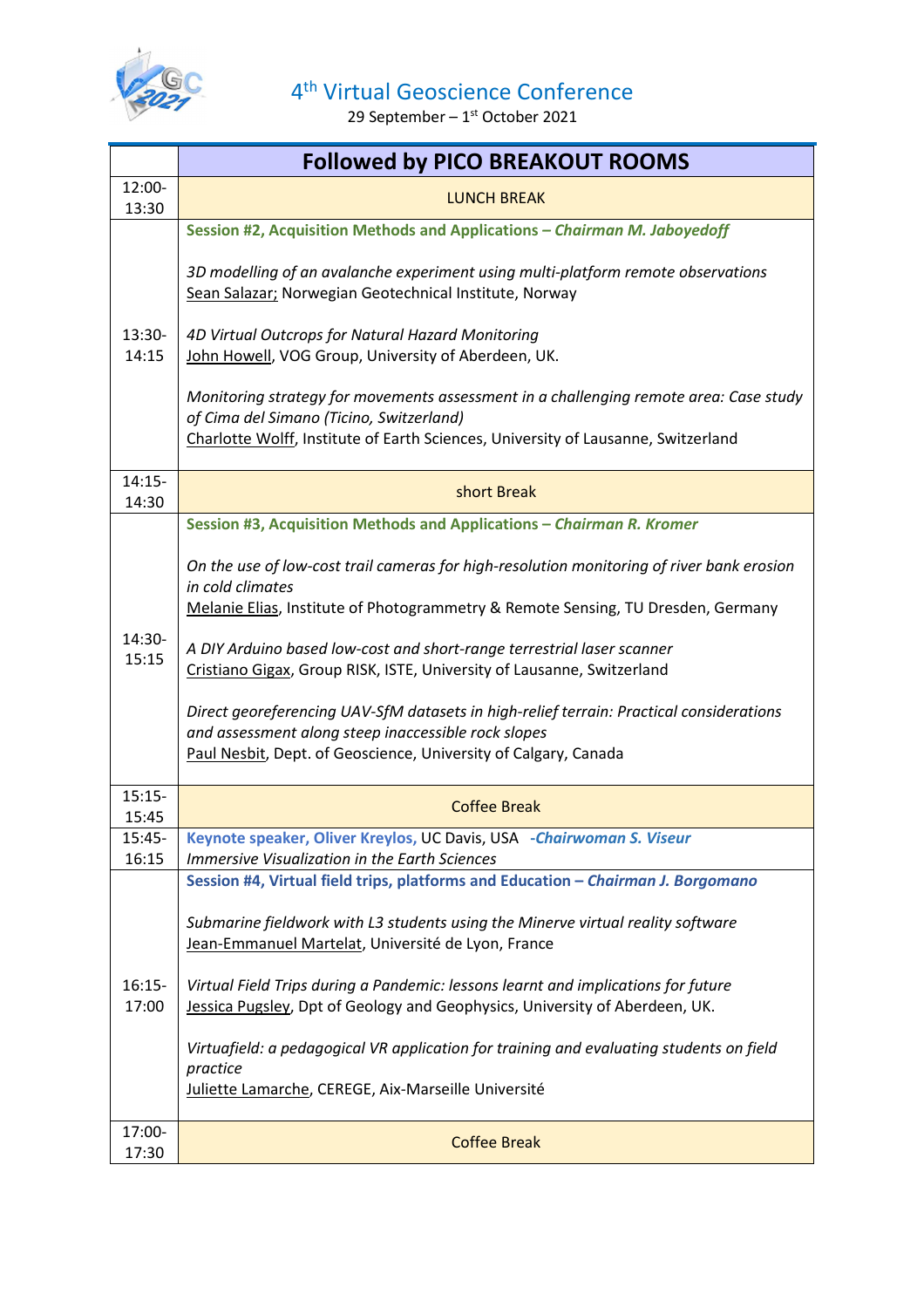# 4th Virtual Geoscience Conference

29 September – 1st October 2021

| | **Followed by PICO BREAKOUT ROOMS** |
|---|---|
| 12:00-13:30 | LUNCH BREAK |
| 13:30-14:15 | **Session #2, Acquisition Methods and Applications – *Chairman M. Jaboyedoff***<br><br>*3D modelling of an avalanche experiment using multi-platform remote observations*<br>Sean Salazar; Norwegian Geotechnical Institute, Norway<br><br>*4D Virtual Outcrops for Natural Hazard Monitoring*<br>John Howell, VOG Group, University of Aberdeen, UK.<br><br>*Monitoring strategy for movements assessment in a challenging remote area: Case study of Cima del Simano (Ticino, Switzerland)*<br>Charlotte Wolff, Institute of Earth Sciences, University of Lausanne, Switzerland |
| 14:15-14:30 | short Break |
| 14:30-15:15 | **Session #3, Acquisition Methods and Applications – *Chairman R. Kromer***<br><br>*On the use of low-cost trail cameras for high-resolution monitoring of river bank erosion in cold climates*<br>Melanie Elias, Institute of Photogrammetry & Remote Sensing, TU Dresden, Germany<br><br>*A DIY Arduino based low-cost and short-range terrestrial laser scanner*<br>Cristiano Gigax, Group RISK, ISTE, University of Lausanne, Switzerland<br><br>*Direct georeferencing UAV-SfM datasets in high-relief terrain: Practical considerations and assessment along steep inaccessible rock slopes*<br>Paul Nesbit, Dept. of Geoscience, University of Calgary, Canada |
| 15:15-15:45 | Coffee Break |
| 15:45-16:15 | **Keynote speaker, Oliver Kreylos,** UC Davis, USA **-*Chairwoman S. Viseur***<br>*Immersive Visualization in the Earth Sciences* |
| 16:15-17:00 | **Session #4, Virtual field trips, platforms and Education – *Chairman J. Borgomano***<br><br>*Submarine fieldwork with L3 students using the Minerve virtual reality software*<br>Jean-Emmanuel Martelat, Université de Lyon, France<br><br>*Virtual Field Trips during a Pandemic: lessons learnt and implications for future*<br>Jessica Pugsley, Dpt of Geology and Geophysics, University of Aberdeen, UK.<br><br>*Virtuafield: a pedagogical VR application for training and evaluating students on field practice*<br>Juliette Lamarche, CEREGE, Aix-Marseille Université |
| 17:00-17:30 | Coffee Break |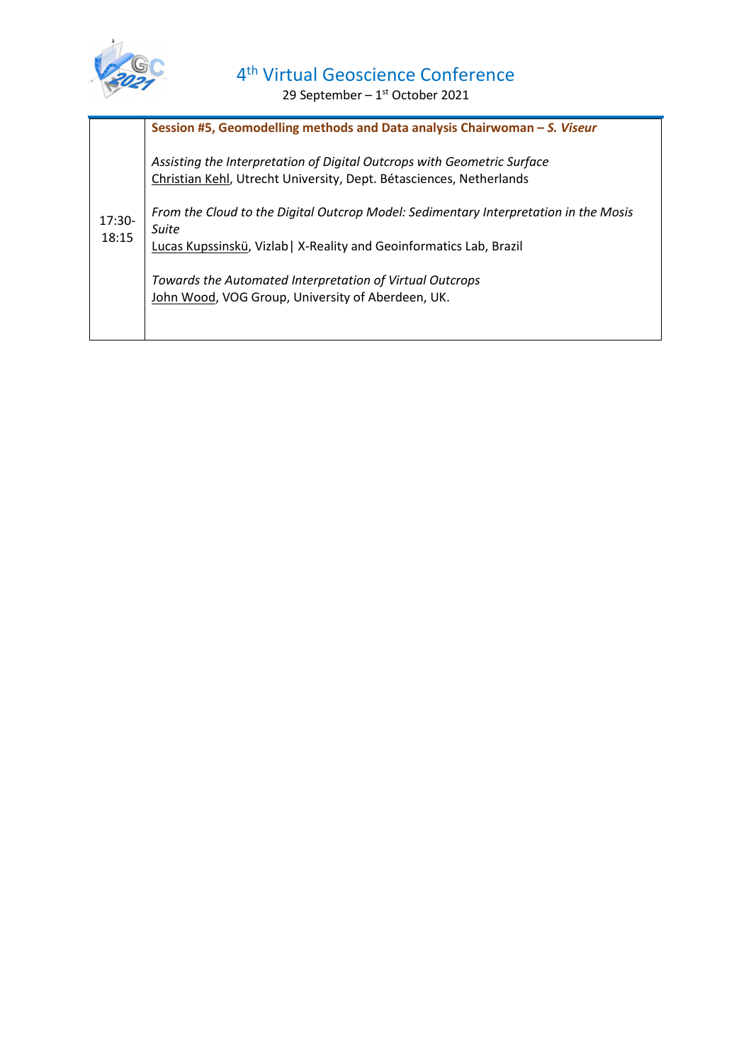| | |
|---|---|
| 17:30-18:15 | **Session #5, Geomodelling methods and Data analysis Chairwoman – *S. Viseur***<br><br>*Assisting the Interpretation of Digital Outcrops with Geometric Surface*<br>Christian Kehl, Utrecht University, Dept. Bétasciences, Netherlands<br><br>*From the Cloud to the Digital Outcrop Model: Sedimentary Interpretation in the Mosis Suite*<br>Lucas Kupssinskü, Vizlab\| X-Reality and Geoinformatics Lab, Brazil<br><br>*Towards the Automated Interpretation of Virtual Outcrops*<br>John Wood, VOG Group, University of Aberdeen, UK. |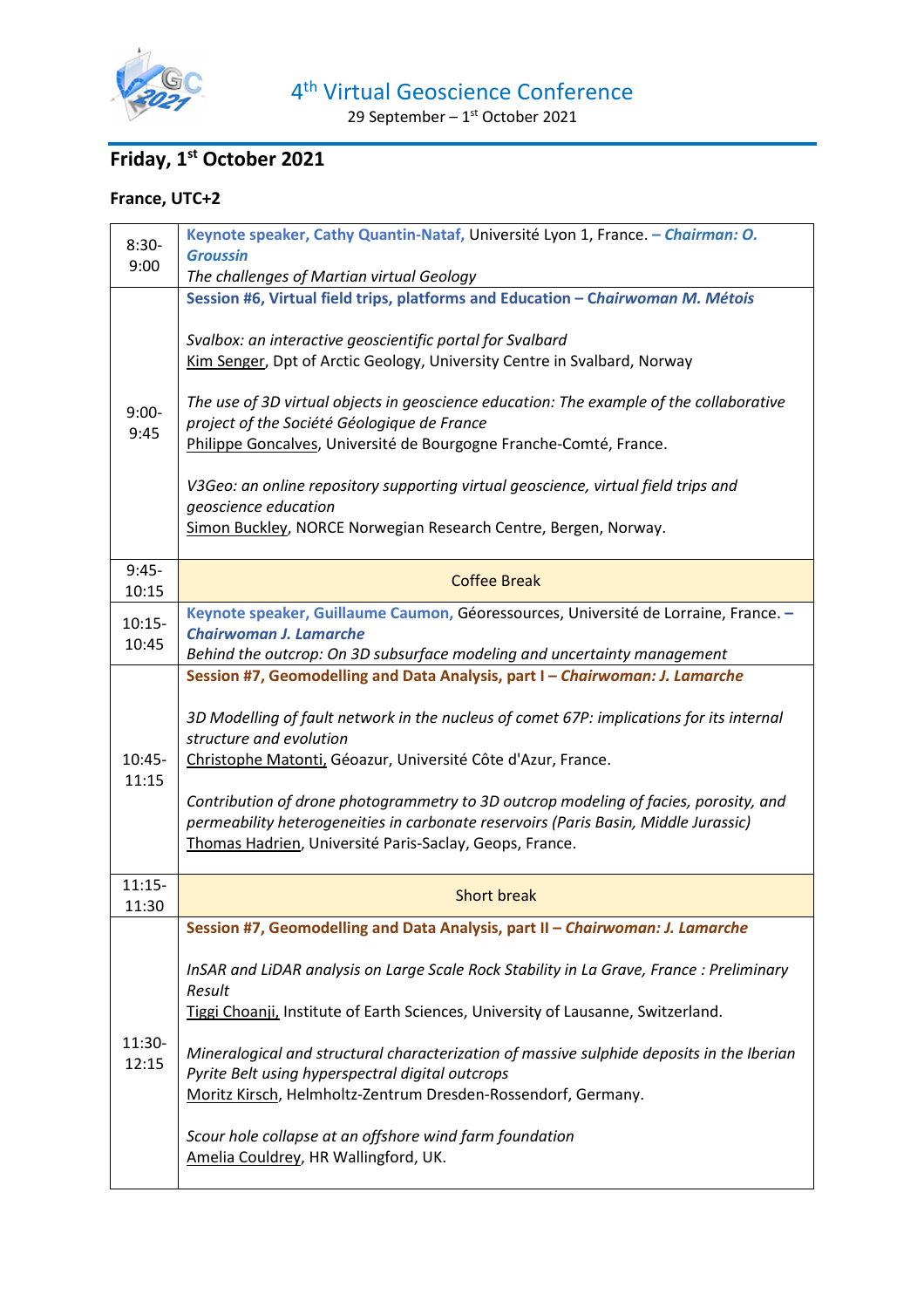# 4th Virtual Geoscience Conference

29 September – 1st October 2021

## Friday, 1st October 2021

**France, UTC+2**

| Time | Programme |
|---|---|
| 8:30-9:00 | **Keynote speaker, Cathy Quantin-Nataf,** Université Lyon 1, France. – ***Chairman: O. Groussin***<br>*The challenges of Martian virtual Geology* |
| 9:00-9:45 | **Session #6, Virtual field trips, platforms and Education – *Chairwoman M. Métois***<br><br>*Svalbox: an interactive geoscientific portal for Svalbard*<br>Kim Senger, Dpt of Arctic Geology, University Centre in Svalbard, Norway<br><br>*The use of 3D virtual objects in geoscience education: The example of the collaborative project of the Société Géologique de France*<br>Philippe Goncalves, Université de Bourgogne Franche-Comté, France.<br><br>*V3Geo: an online repository supporting virtual geoscience, virtual field trips and geoscience education*<br>Simon Buckley, NORCE Norwegian Research Centre, Bergen, Norway. |
| 9:45-10:15 | Coffee Break |
| 10:15-10:45 | **Keynote speaker, Guillaume Caumon,** Géoressources, Université de Lorraine, France. – ***Chairwoman J. Lamarche***<br>*Behind the outcrop: On 3D subsurface modeling and uncertainty management* |
| 10:45-11:15 | **Session #7, Geomodelling and Data Analysis, part I – *Chairwoman: J. Lamarche***<br><br>*3D Modelling of fault network in the nucleus of comet 67P: implications for its internal structure and evolution*<br>Christophe Matonti, Géoazur, Université Côte d'Azur, France.<br><br>*Contribution of drone photogrammetry to 3D outcrop modeling of facies, porosity, and permeability heterogeneities in carbonate reservoirs (Paris Basin, Middle Jurassic)*<br>Thomas Hadrien, Université Paris-Saclay, Geops, France. |
| 11:15-11:30 | Short break |
| 11:30-12:15 | **Session #7, Geomodelling and Data Analysis, part II – *Chairwoman: J. Lamarche***<br><br>*InSAR and LiDAR analysis on Large Scale Rock Stability in La Grave, France : Preliminary Result*<br>Tiggi Choanji, Institute of Earth Sciences, University of Lausanne, Switzerland.<br><br>*Mineralogical and structural characterization of massive sulphide deposits in the Iberian Pyrite Belt using hyperspectral digital outcrops*<br>Moritz Kirsch, Helmholtz-Zentrum Dresden-Rossendorf, Germany.<br><br>*Scour hole collapse at an offshore wind farm foundation*<br>Amelia Couldrey, HR Wallingford, UK. |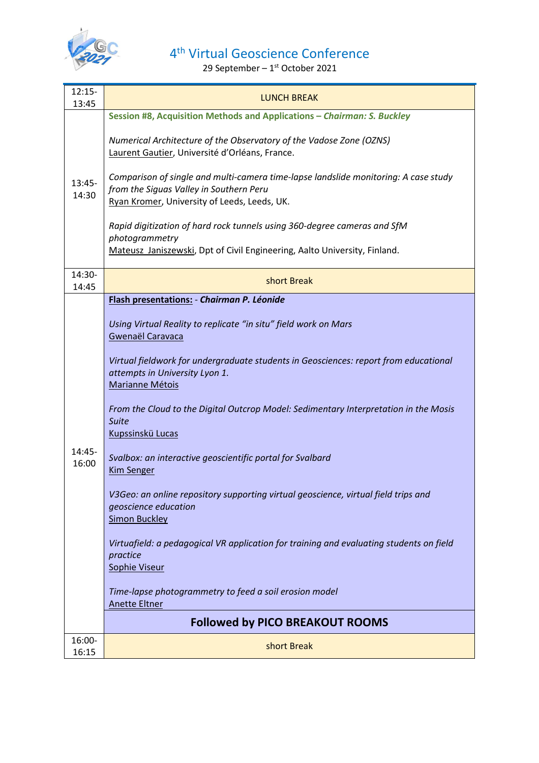# 4th Virtual Geoscience Conference

29 September – 1st October 2021

| | |
|---|---|
| 12:15-13:45 | LUNCH BREAK |
| 13:45-14:30 | **Session #8, Acquisition Methods and Applications – *Chairman: S. Buckley***<br><br>*Numerical Architecture of the Observatory of the Vadose Zone (OZNS)*<br>Laurent Gautier, Université d'Orléans, France.<br><br>*Comparison of single and multi-camera time-lapse landslide monitoring: A case study from the Siguas Valley in Southern Peru*<br>Ryan Kromer, University of Leeds, Leeds, UK.<br><br>*Rapid digitization of hard rock tunnels using 360-degree cameras and SfM photogrammetry*<br>Mateusz Janiszewski, Dpt of Civil Engineering, Aalto University, Finland. |
| 14:30-14:45 | short Break |
| 14:45-16:00 | **Flash presentations: - *Chairman P. Léonide***<br><br>*Using Virtual Reality to replicate "in situ" field work on Mars*<br>Gwenaël Caravaca<br><br>*Virtual fieldwork for undergraduate students in Geosciences: report from educational attempts in University Lyon 1.*<br>Marianne Métois<br><br>*From the Cloud to the Digital Outcrop Model: Sedimentary Interpretation in the Mosis Suite*<br>Kupssinskü Lucas<br><br>*Svalbox: an interactive geoscientific portal for Svalbard*<br>Kim Senger<br><br>*V3Geo: an online repository supporting virtual geoscience, virtual field trips and geoscience education*<br>Simon Buckley<br><br>*Virtuafield: a pedagogical VR application for training and evaluating students on field practice*<br>Sophie Viseur<br><br>*Time-lapse photogrammetry to feed a soil erosion model*<br>Anette Eltner<br><br>**Followed by PICO BREAKOUT ROOMS** |
| 16:00-16:15 | short Break |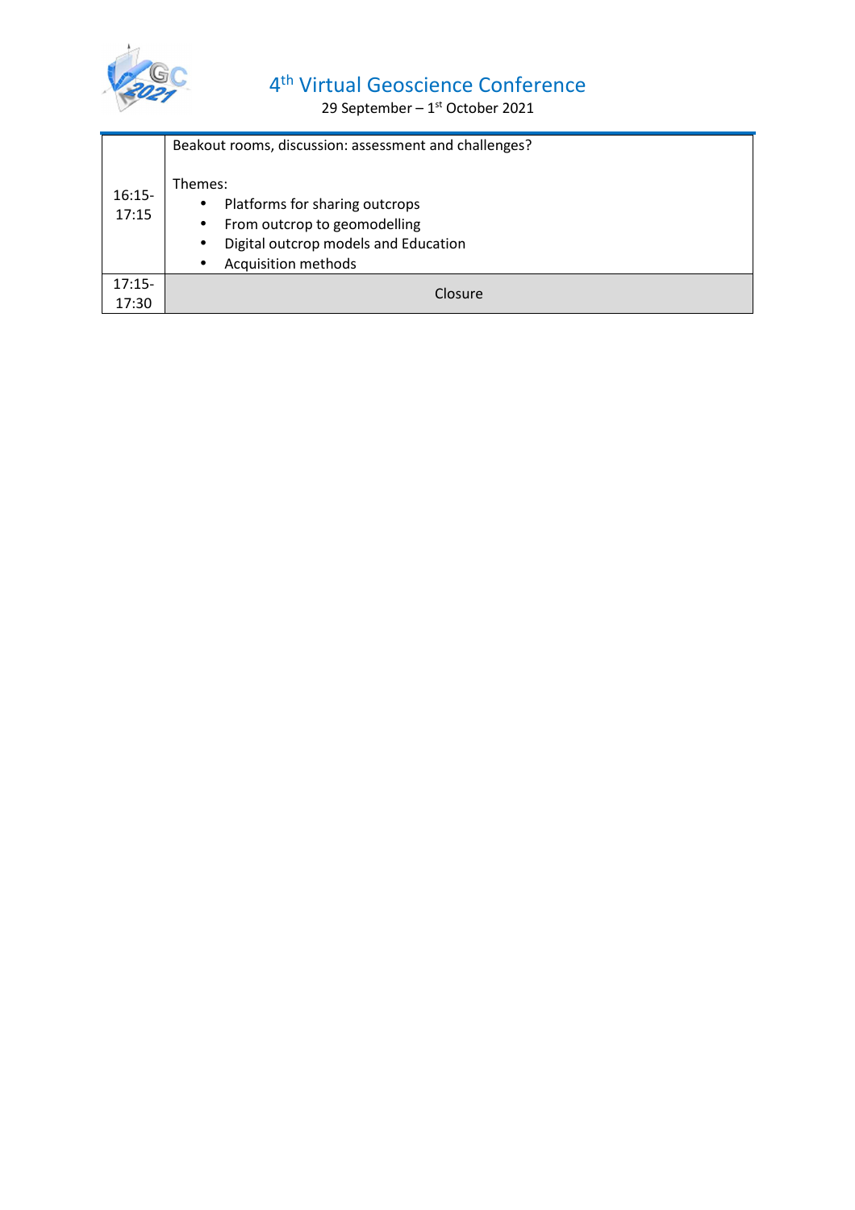| | |
|---|---|
| 16:15-17:15 | Beakout rooms, discussion: assessment and challenges?<br><br>Themes:<br>• Platforms for sharing outcrops<br>• From outcrop to geomodelling<br>• Digital outcrop models and Education<br>• Acquisition methods |
| 17:15-17:30 | Closure |